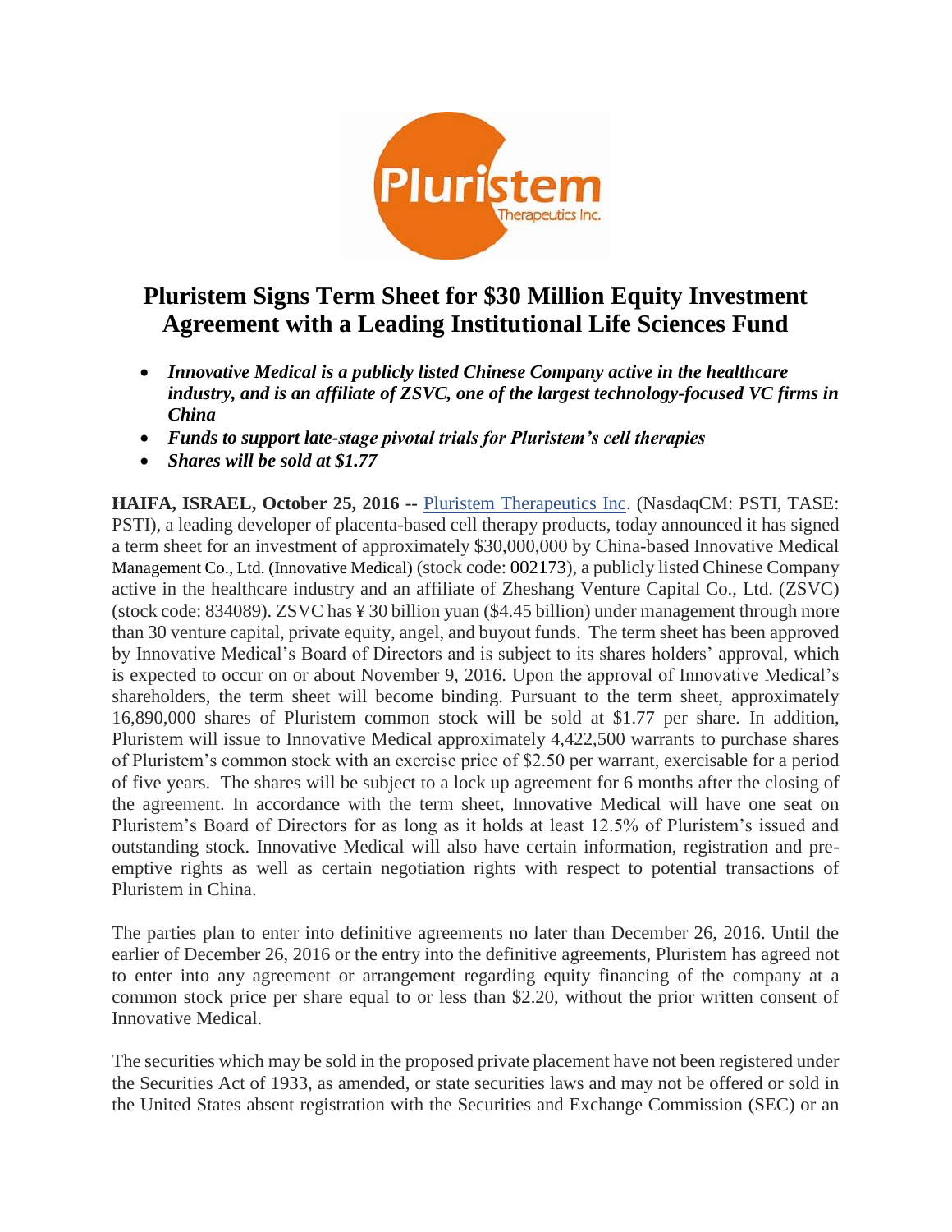# Pluristem Signs Term Sheet for $30 Million Equity Investment Agreement with a Leading Institutional Life Sciences Fund

- ***Innovative Medical is a publicly listed Chinese Company active in the healthcare industry, and is an affiliate of ZSVC, one of the largest technology-focused VC firms in China***
- ***Funds to support late-stage pivotal trials for Pluristem's cell therapies***
- ***Shares will be sold at $1.77***

**HAIFA, ISRAEL, October 25, 2016 --** Pluristem Therapeutics Inc. (NasdaqCM: PSTI, TASE: PSTI), a leading developer of placenta-based cell therapy products, today announced it has signed a term sheet for an investment of approximately $30,000,000 by China-based Innovative Medical Management Co., Ltd. (Innovative Medical) (stock code: 002173), a publicly listed Chinese Company active in the healthcare industry and an affiliate of Zheshang Venture Capital Co., Ltd. (ZSVC) (stock code: 834089). ZSVC has ¥ 30 billion yuan ($4.45 billion) under management through more than 30 venture capital, private equity, angel, and buyout funds. The term sheet has been approved by Innovative Medical's Board of Directors and is subject to its shares holders' approval, which is expected to occur on or about November 9, 2016. Upon the approval of Innovative Medical's shareholders, the term sheet will become binding. Pursuant to the term sheet, approximately 16,890,000 shares of Pluristem common stock will be sold at $1.77 per share. In addition, Pluristem will issue to Innovative Medical approximately 4,422,500 warrants to purchase shares of Pluristem's common stock with an exercise price of $2.50 per warrant, exercisable for a period of five years. The shares will be subject to a lock up agreement for 6 months after the closing of the agreement. In accordance with the term sheet, Innovative Medical will have one seat on Pluristem's Board of Directors for as long as it holds at least 12.5% of Pluristem's issued and outstanding stock. Innovative Medical will also have certain information, registration and pre-emptive rights as well as certain negotiation rights with respect to potential transactions of Pluristem in China.

The parties plan to enter into definitive agreements no later than December 26, 2016. Until the earlier of December 26, 2016 or the entry into the definitive agreements, Pluristem has agreed not to enter into any agreement or arrangement regarding equity financing of the company at a common stock price per share equal to or less than $2.20, without the prior written consent of Innovative Medical.

The securities which may be sold in the proposed private placement have not been registered under the Securities Act of 1933, as amended, or state securities laws and may not be offered or sold in the United States absent registration with the Securities and Exchange Commission (SEC) or an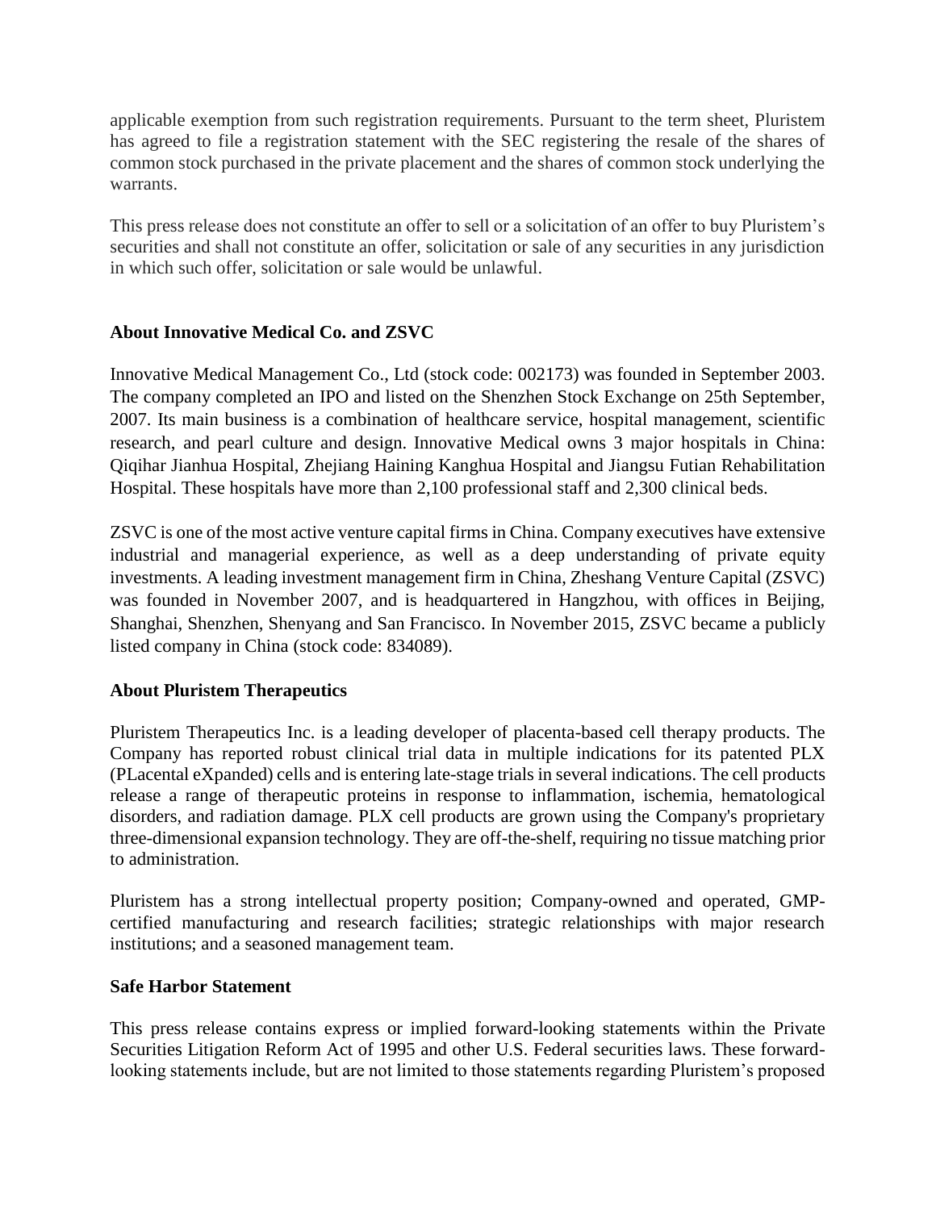applicable exemption from such registration requirements. Pursuant to the term sheet, Pluristem has agreed to file a registration statement with the SEC registering the resale of the shares of common stock purchased in the private placement and the shares of common stock underlying the warrants.

This press release does not constitute an offer to sell or a solicitation of an offer to buy Pluristem's securities and shall not constitute an offer, solicitation or sale of any securities in any jurisdiction in which such offer, solicitation or sale would be unlawful.

**About Innovative Medical Co. and ZSVC**

Innovative Medical Management Co., Ltd (stock code: 002173) was founded in September 2003. The company completed an IPO and listed on the Shenzhen Stock Exchange on 25th September, 2007. Its main business is a combination of healthcare service, hospital management, scientific research, and pearl culture and design. Innovative Medical owns 3 major hospitals in China: Qiqihar Jianhua Hospital, Zhejiang Haining Kanghua Hospital and Jiangsu Futian Rehabilitation Hospital. These hospitals have more than 2,100 professional staff and 2,300 clinical beds.

ZSVC is one of the most active venture capital firms in China. Company executives have extensive industrial and managerial experience, as well as a deep understanding of private equity investments. A leading investment management firm in China, Zheshang Venture Capital (ZSVC) was founded in November 2007, and is headquartered in Hangzhou, with offices in Beijing, Shanghai, Shenzhen, Shenyang and San Francisco. In November 2015, ZSVC became a publicly listed company in China (stock code: 834089).

**About Pluristem Therapeutics**

Pluristem Therapeutics Inc. is a leading developer of placenta-based cell therapy products. The Company has reported robust clinical trial data in multiple indications for its patented PLX (PLacental eXpanded) cells and is entering late-stage trials in several indications. The cell products release a range of therapeutic proteins in response to inflammation, ischemia, hematological disorders, and radiation damage. PLX cell products are grown using the Company's proprietary three-dimensional expansion technology. They are off-the-shelf, requiring no tissue matching prior to administration.

Pluristem has a strong intellectual property position; Company-owned and operated, GMP-certified manufacturing and research facilities; strategic relationships with major research institutions; and a seasoned management team.

**Safe Harbor Statement**

This press release contains express or implied forward-looking statements within the Private Securities Litigation Reform Act of 1995 and other U.S. Federal securities laws. These forward-looking statements include, but are not limited to those statements regarding Pluristem's proposed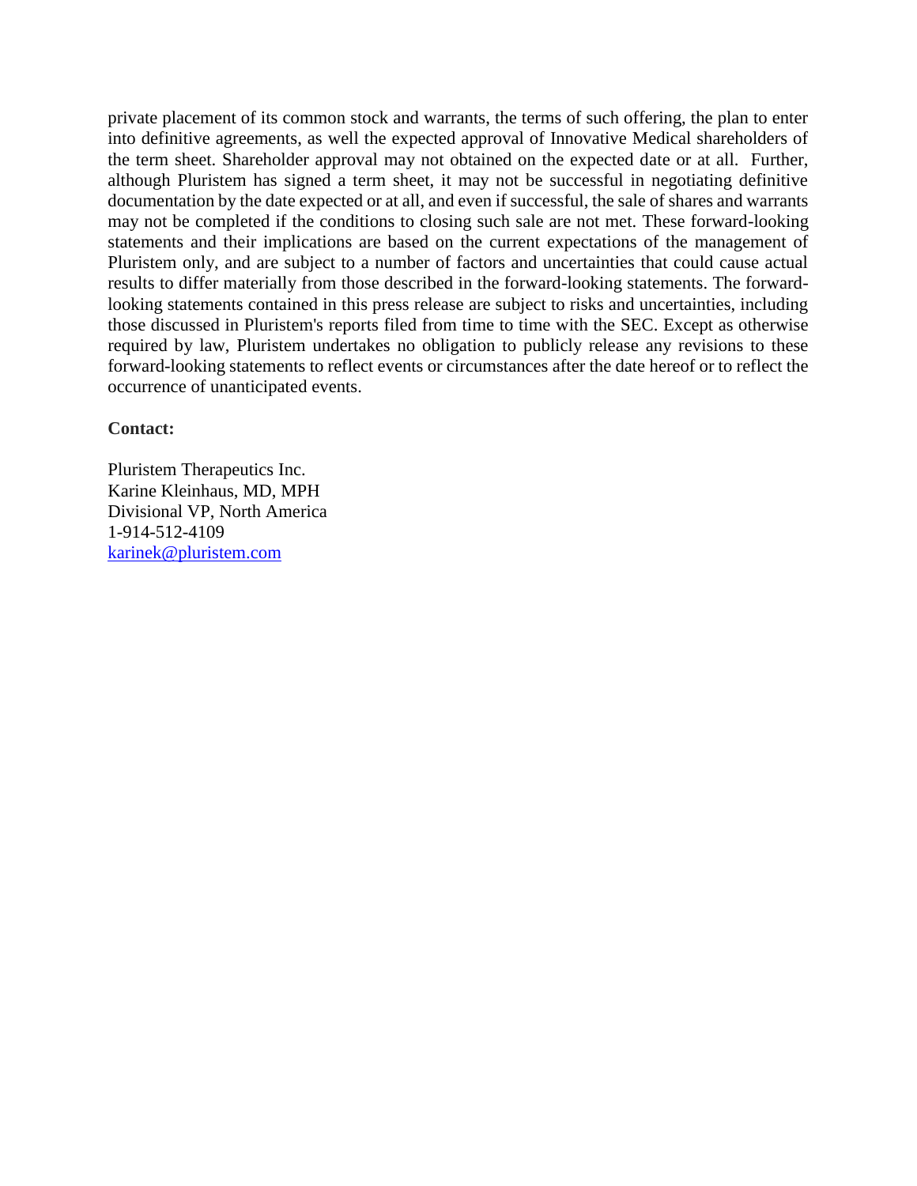private placement of its common stock and warrants, the terms of such offering, the plan to enter into definitive agreements, as well the expected approval of Innovative Medical shareholders of the term sheet. Shareholder approval may not obtained on the expected date or at all. Further, although Pluristem has signed a term sheet, it may not be successful in negotiating definitive documentation by the date expected or at all, and even if successful, the sale of shares and warrants may not be completed if the conditions to closing such sale are not met. These forward-looking statements and their implications are based on the current expectations of the management of Pluristem only, and are subject to a number of factors and uncertainties that could cause actual results to differ materially from those described in the forward-looking statements. The forward-looking statements contained in this press release are subject to risks and uncertainties, including those discussed in Pluristem's reports filed from time to time with the SEC. Except as otherwise required by law, Pluristem undertakes no obligation to publicly release any revisions to these forward-looking statements to reflect events or circumstances after the date hereof or to reflect the occurrence of unanticipated events.

**Contact:**

Pluristem Therapeutics Inc.
Karine Kleinhaus, MD, MPH
Divisional VP, North America
1-914-512-4109
karinek@pluristem.com